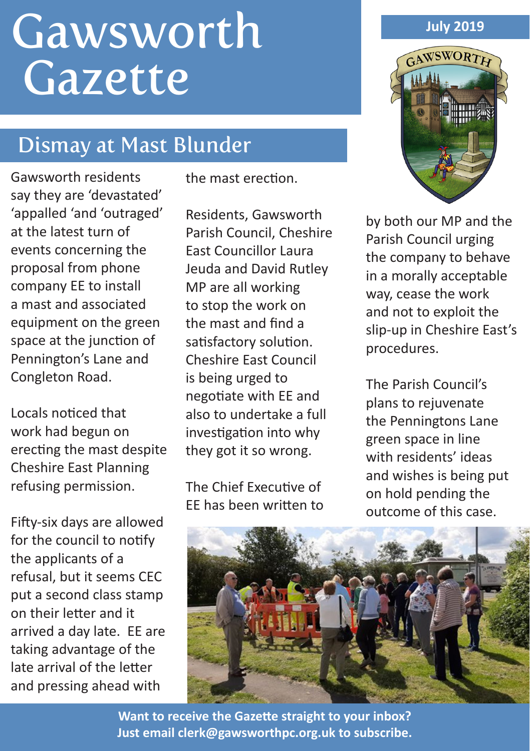# Gawsworth Gazette

July 2019

## Dismay at Mast Blunder

Gawsworth residents say they are 'devastated' 'appalled 'and 'outraged' at the latest turn of events concerning the proposal from phone company EE to install a mast and associated equipment on the green space at the junction of Pennington's Lane and Congleton Road.

Locals noticed that work had begun on erecting the mast despite Cheshire East Planning refusing permission.

Fifty-six days are allowed for the council to notify the applicants of a refusal, but it seems CEC put a second class stamp on their letter and it arrived a day late. EE are taking advantage of the late arrival of the letter and pressing ahead with the mast erection.

Residents, Gawsworth Parish Council, Cheshire East Councillor Laura Jeuda and David Rutley MP are all working to stop the work on the mast and find a satisfactory solution. Cheshire East Council is being urged to negotiate with EE and also to undertake a full investigation into why they got it so wrong.

The Chief Executive of EE has been written to by both our MP and the Parish Council urging the company to behave in a morally acceptable way, cease the work and not to exploit the slip-up in Cheshire East's procedures.

The Parish Council's plans to rejuvenate the Penningtons Lane green space in line with residents' ideas and wishes is being put on hold pending the outcome of this case.

**Want to receive the Gazette straight to your inbox? Just email clerk@gawsworthpc.org.uk to subscribe.**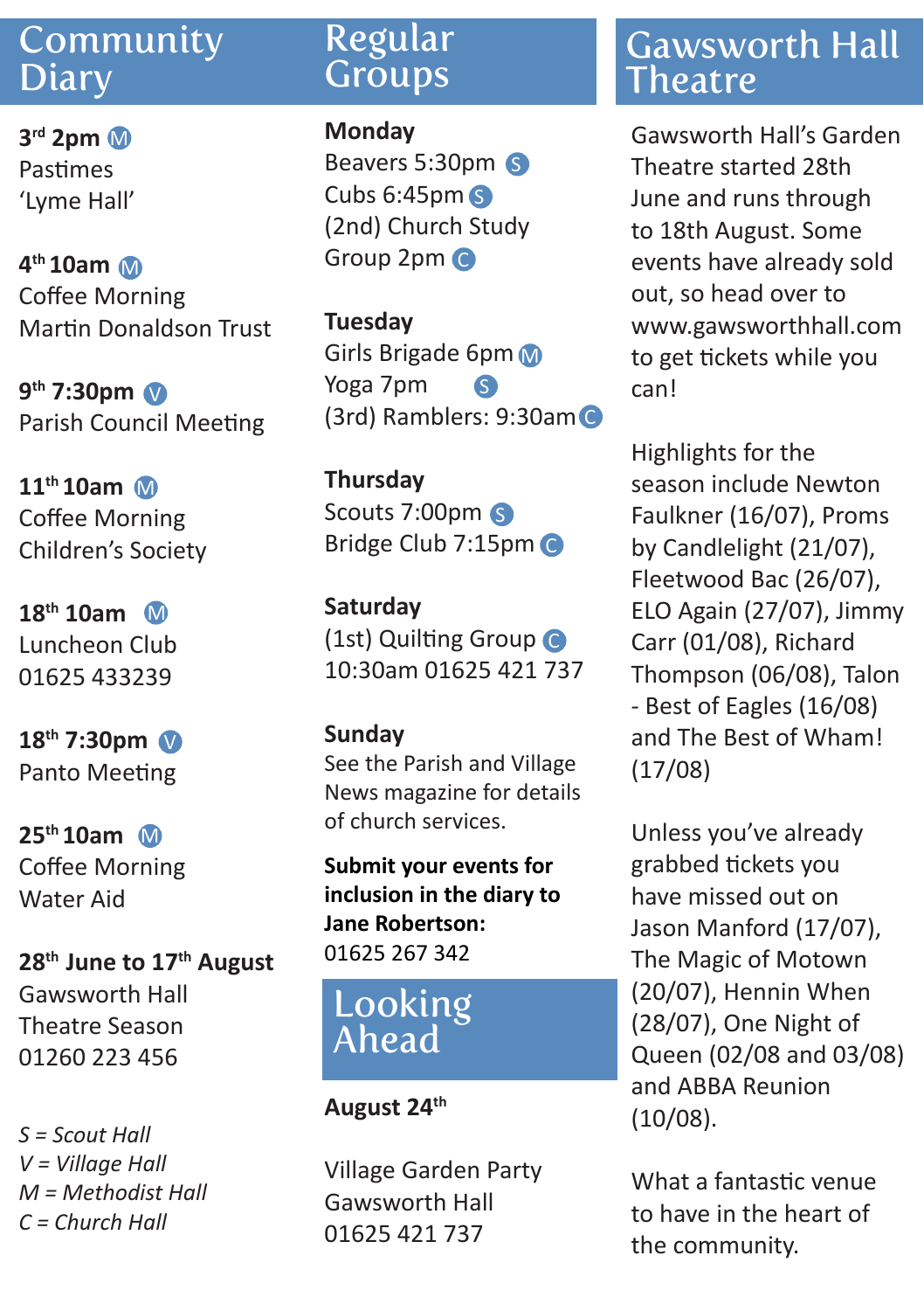## Community Diary

**3rd 2pm** M
Pastimes
'Lyme Hall'

**4th 10am** M
Coffee Morning
Martin Donaldson Trust

**9th 7:30pm** V
Parish Council Meeting

**11th 10am** M
Coffee Morning
Children's Society

**18th 10am** M
Luncheon Club
01625 433239

**18th 7:30pm** V
Panto Meeting

**25th 10am** M
Coffee Morning
Water Aid

**28th June to 17th August**
Gawsworth Hall
Theatre Season
01260 223 456

*S = Scout Hall*
*V = Village Hall*
*M = Methodist Hall*
*C = Church Hall*

## Regular Groups

**Monday**
Beavers 5:30pm S
Cubs 6:45pm S
(2nd) Church Study Group 2pm C

**Tuesday**
Girls Brigade 6pm M
Yoga 7pm S
(3rd) Ramblers: 9:30am C

**Thursday**
Scouts 7:00pm S
Bridge Club 7:15pm C

**Saturday**
(1st) Quilting Group C
10:30am 01625 421 737

**Sunday**
See the Parish and Village News magazine for details of church services.

**Submit your events for inclusion in the diary to Jane Robertson:**
01625 267 342

## Looking Ahead

**August 24th**

Village Garden Party
Gawsworth Hall
01625 421 737

## Gawsworth Hall Theatre

Gawsworth Hall's Garden Theatre started 28th June and runs through to 18th August. Some events have already sold out, so head over to www.gawsworthhall.com to get tickets while you can!

Highlights for the season include Newton Faulkner (16/07), Proms by Candlelight (21/07), Fleetwood Bac (26/07), ELO Again (27/07), Jimmy Carr (01/08), Richard Thompson (06/08), Talon - Best of Eagles (16/08) and The Best of Wham! (17/08)

Unless you've already grabbed tickets you have missed out on Jason Manford (17/07), The Magic of Motown (20/07), Hennin When (28/07), One Night of Queen (02/08 and 03/08) and ABBA Reunion (10/08).

What a fantastic venue to have in the heart of the community.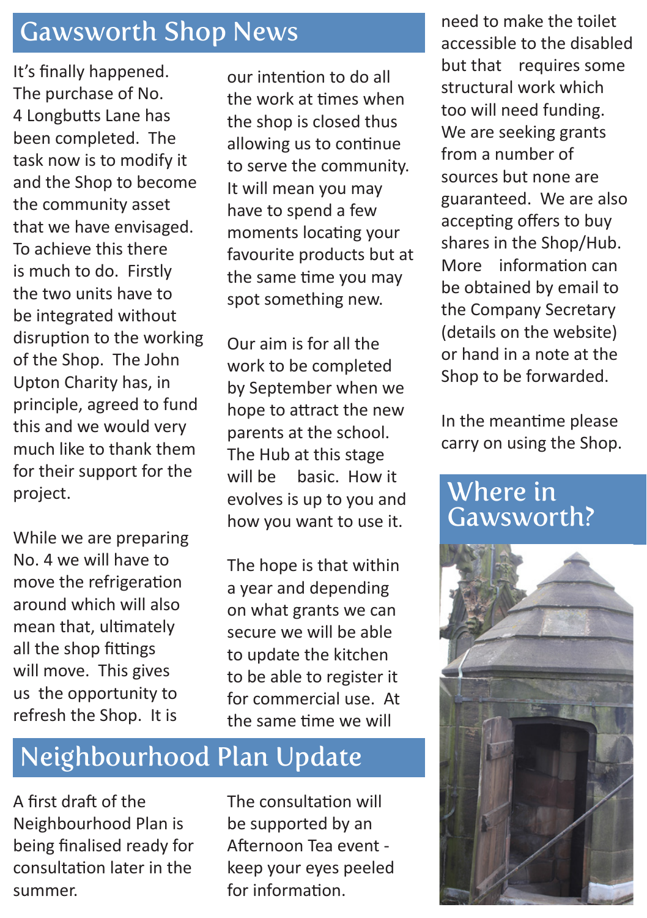## Gawsworth Shop News

It's finally happened. The purchase of No. 4 Longbutts Lane has been completed. The task now is to modify it and the Shop to become the community asset that we have envisaged. To achieve this there is much to do. Firstly the two units have to be integrated without disruption to the working of the Shop. The John Upton Charity has, in principle, agreed to fund this and we would very much like to thank them for their support for the project.

While we are preparing No. 4 we will have to move the refrigeration around which will also mean that, ultimately all the shop fittings will move. This gives us the opportunity to refresh the Shop. It is our intention to do all the work at times when the shop is closed thus allowing us to continue to serve the community. It will mean you may have to spend a few moments locating your favourite products but at the same time you may spot something new.

Our aim is for all the work to be completed by September when we hope to attract the new parents at the school. The Hub at this stage will be basic. How it evolves is up to you and how you want to use it.

The hope is that within a year and depending on what grants we can secure we will be able to update the kitchen to be able to register it for commercial use. At the same time we will need to make the toilet accessible to the disabled but that requires some structural work which too will need funding. We are seeking grants from a number of sources but none are guaranteed. We are also accepting offers to buy shares in the Shop/Hub. More information can be obtained by email to the Company Secretary (details on the website) or hand in a note at the Shop to be forwarded.

In the meantime please carry on using the Shop.

## Neighbourhood Plan Update

A first draft of the Neighbourhood Plan is being finalised ready for consultation later in the summer.

The consultation will be supported by an Afternoon Tea event - keep your eyes peeled for information.

## Where in Gawsworth?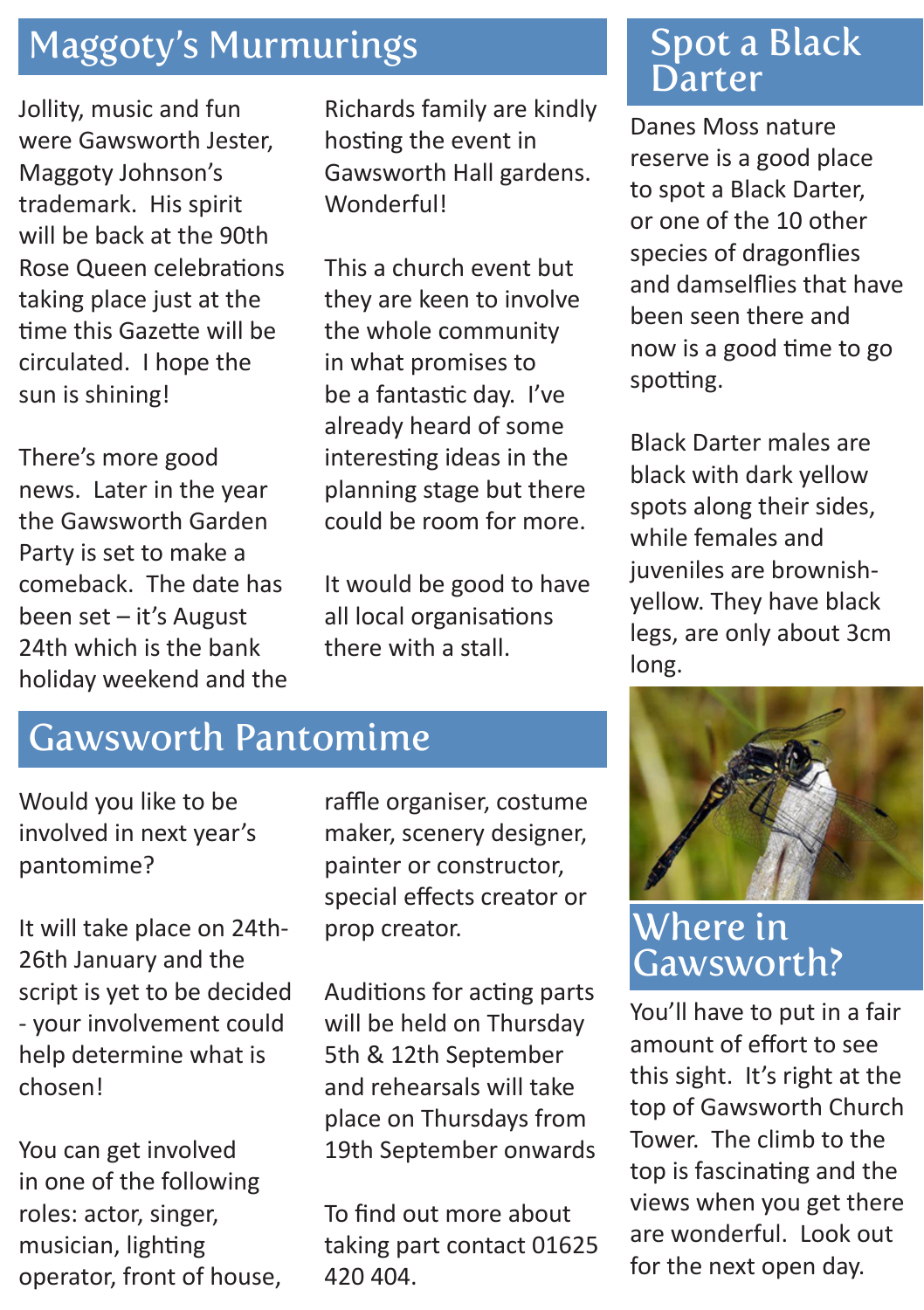# Maggoty's Murmurings

Jollity, music and fun were Gawsworth Jester, Maggoty Johnson's trademark. His spirit will be back at the 90th Rose Queen celebrations taking place just at the time this Gazette will be circulated. I hope the sun is shining!

There's more good news. Later in the year the Gawsworth Garden Party is set to make a comeback. The date has been set – it's August 24th which is the bank holiday weekend and the Richards family are kindly hosting the event in Gawsworth Hall gardens. Wonderful!

This a church event but they are keen to involve the whole community in what promises to be a fantastic day. I've already heard of some interesting ideas in the planning stage but there could be room for more.

It would be good to have all local organisations there with a stall.

# Gawsworth Pantomime

Would you like to be involved in next year's pantomime?

It will take place on 24th-26th January and the script is yet to be decided - your involvement could help determine what is chosen!

You can get involved in one of the following roles: actor, singer, musician, lighting operator, front of house, raffle organiser, costume maker, scenery designer, painter or constructor, special effects creator or prop creator.

Auditions for acting parts will be held on Thursday 5th & 12th September and rehearsals will take place on Thursdays from 19th September onwards

To find out more about taking part contact 01625 420 404.

# Spot a Black Darter

Danes Moss nature reserve is a good place to spot a Black Darter, or one of the 10 other species of dragonflies and damselflies that have been seen there and now is a good time to go spotting.

Black Darter males are black with dark yellow spots along their sides, while females and juveniles are brownish-yellow. They have black legs, are only about 3cm long.

# Where in Gawsworth?

You'll have to put in a fair amount of effort to see this sight. It's right at the top of Gawsworth Church Tower. The climb to the top is fascinating and the views when you get there are wonderful. Look out for the next open day.